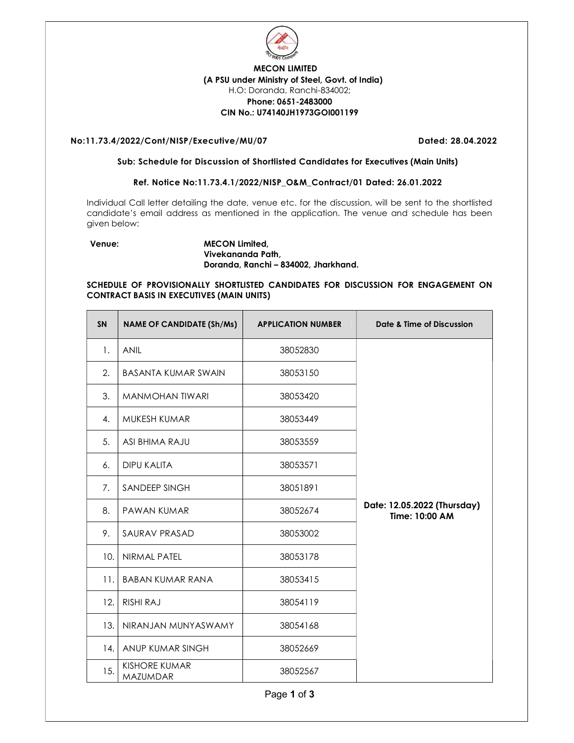**MECON LIMITED**
**(A PSU under Ministry of Steel, Govt. of India)**
H.O: Doranda, Ranchi-834002;
**Phone: 0651-2483000**
**CIN No.: U74140JH1973GOI001199**

**No:11.73.4/2022/Cont/NISP/Executive/MU/07** **Dated: 28.04.2022**

**Sub: Schedule for Discussion of Shortlisted Candidates for Executives (Main Units)**

**Ref. Notice No:11.73.4.1/2022/NISP_O&M_Contract/01 Dated: 26.01.2022**

Individual Call letter detailing the date, venue etc. for the discussion, will be sent to the shortlisted candidate's email address as mentioned in the application. The venue and schedule has been given below:

**Venue:** **MECON Limited,**
**Vivekananda Path,**
**Doranda, Ranchi – 834002, Jharkhand.**

**SCHEDULE OF PROVISIONALLY SHORTLISTED CANDIDATES FOR DISCUSSION FOR ENGAGEMENT ON CONTRACT BASIS IN EXECUTIVES (MAIN UNITS)**

| SN | NAME OF CANDIDATE (Sh/Ms) | APPLICATION NUMBER | Date & Time of Discussion |
|---|---|---|---|
| 1. | ANIL | 38052830 | **Date: 12.05.2022 (Thursday) Time: 10:00 AM** |
| 2. | BASANTA KUMAR SWAIN | 38053150 | |
| 3. | MANMOHAN TIWARI | 38053420 | |
| 4. | MUKESH KUMAR | 38053449 | |
| 5. | ASI BHIMA RAJU | 38053559 | |
| 6. | DIPU KALITA | 38053571 | |
| 7. | SANDEEP SINGH | 38051891 | |
| 8. | PAWAN KUMAR | 38052674 | |
| 9. | SAURAV PRASAD | 38053002 | |
| 10. | NIRMAL PATEL | 38053178 | |
| 11. | BABAN KUMAR RANA | 38053415 | |
| 12. | RISHI RAJ | 38054119 | |
| 13. | NIRANJAN MUNYASWAMY | 38054168 | |
| 14. | ANUP KUMAR SINGH | 38052669 | |
| 15. | KISHORE KUMAR MAZUMDAR | 38052567 | |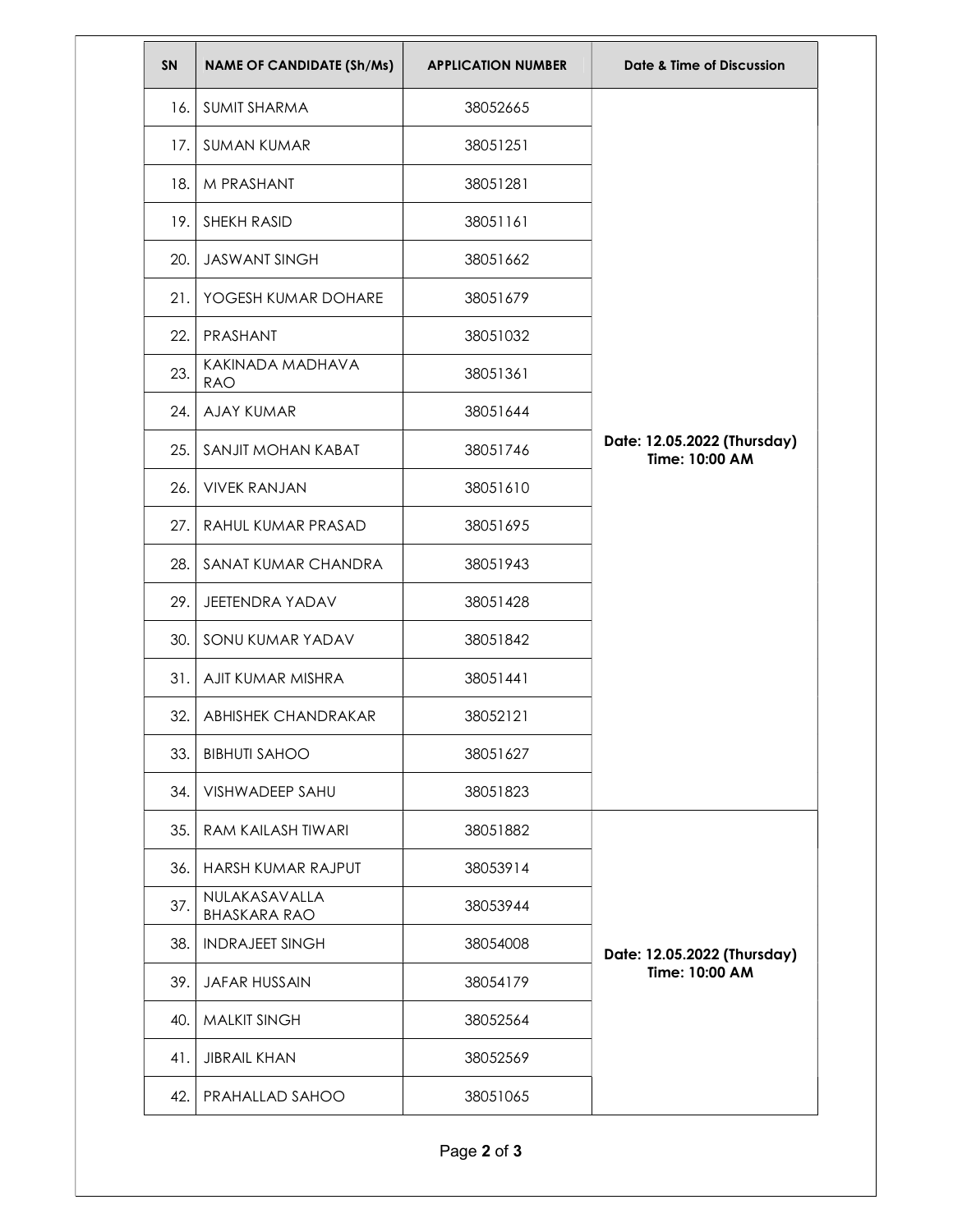| SN | NAME OF CANDIDATE (Sh/Ms) | APPLICATION NUMBER | Date & Time of Discussion |
|---|---|---|---|
| 16. | SUMIT SHARMA | 38052665 | **Date: 12.05.2022 (Thursday) Time: 10:00 AM** |
| 17. | SUMAN KUMAR | 38051251 | |
| 18. | M PRASHANT | 38051281 | |
| 19. | SHEKH RASID | 38051161 | |
| 20. | JASWANT SINGH | 38051662 | |
| 21. | YOGESH KUMAR DOHARE | 38051679 | |
| 22. | PRASHANT | 38051032 | |
| 23. | KAKINADA MADHAVA RAO | 38051361 | |
| 24. | AJAY KUMAR | 38051644 | |
| 25. | SANJIT MOHAN KABAT | 38051746 | |
| 26. | VIVEK RANJAN | 38051610 | |
| 27. | RAHUL KUMAR PRASAD | 38051695 | |
| 28. | SANAT KUMAR CHANDRA | 38051943 | |
| 29. | JEETENDRA YADAV | 38051428 | |
| 30. | SONU KUMAR YADAV | 38051842 | |
| 31. | AJIT KUMAR MISHRA | 38051441 | |
| 32. | ABHISHEK CHANDRAKAR | 38052121 | |
| 33. | BIBHUTI SAHOO | 38051627 | |
| 34. | VISHWADEEP SAHU | 38051823 | |
| 35. | RAM KAILASH TIWARI | 38051882 | **Date: 12.05.2022 (Thursday) Time: 10:00 AM** |
| 36. | HARSH KUMAR RAJPUT | 38053914 | |
| 37. | NULAKASAVALLA BHASKARA RAO | 38053944 | |
| 38. | INDRAJEET SINGH | 38054008 | |
| 39. | JAFAR HUSSAIN | 38054179 | |
| 40. | MALKIT SINGH | 38052564 | |
| 41. | JIBRAIL KHAN | 38052569 | |
| 42. | PRAHALLAD SAHOO | 38051065 | |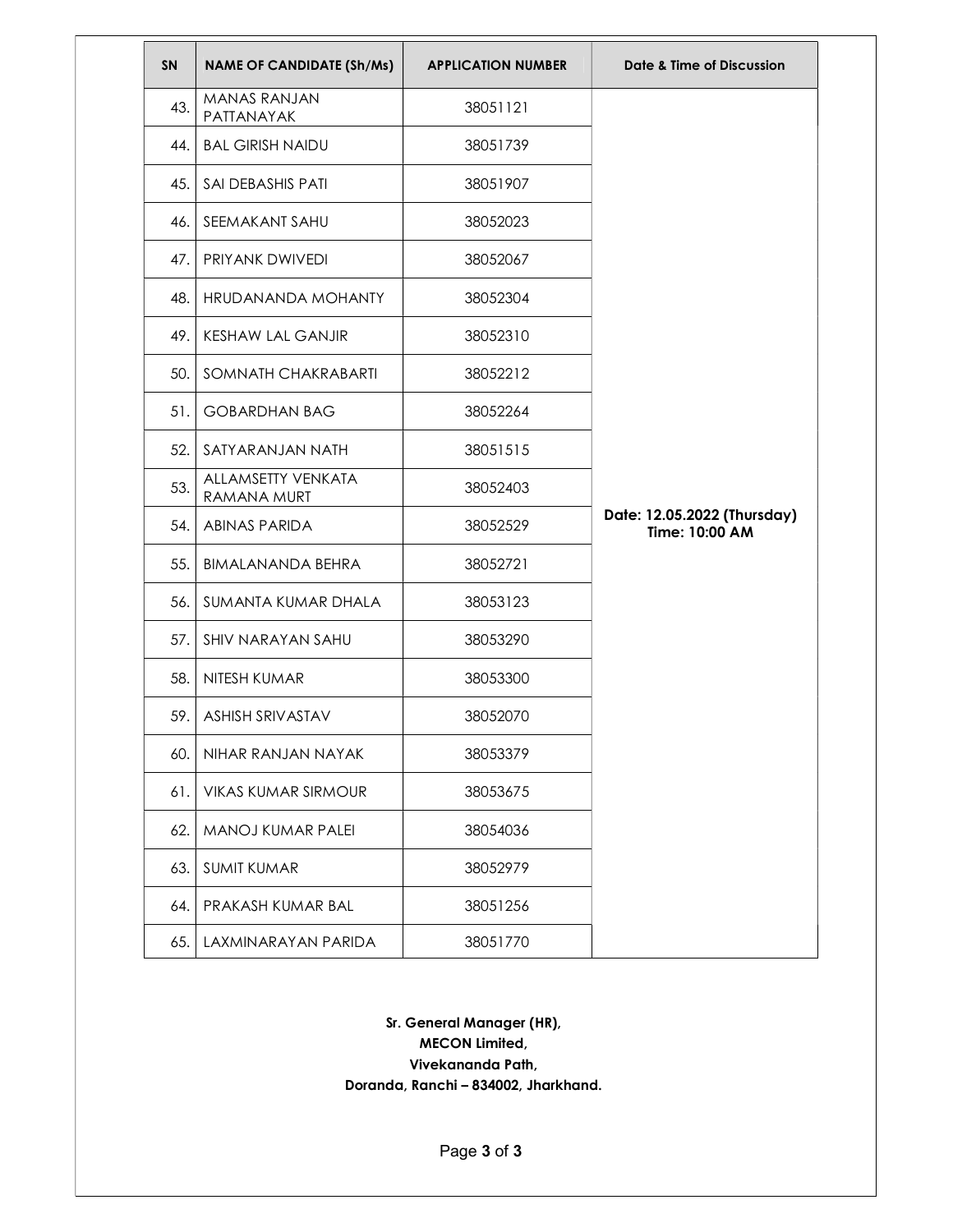| SN | NAME OF CANDIDATE (Sh/Ms) | APPLICATION NUMBER | Date & Time of Discussion |
|---|---|---|---|
| 43. | MANAS RANJAN PATTANAYAK | 38051121 | Date: 12.05.2022 (Thursday) Time: 10:00 AM |
| 44. | BAL GIRISH NAIDU | 38051739 | |
| 45. | SAI DEBASHIS PATI | 38051907 | |
| 46. | SEEMAKANT SAHU | 38052023 | |
| 47. | PRIYANK DWIVEDI | 38052067 | |
| 48. | HRUDANANDA MOHANTY | 38052304 | |
| 49. | KESHAW LAL GANJIR | 38052310 | |
| 50. | SOMNATH CHAKRABARTI | 38052212 | |
| 51. | GOBARDHAN BAG | 38052264 | |
| 52. | SATYARANJAN NATH | 38051515 | |
| 53. | ALLAMSETTY VENKATA RAMANA MURT | 38052403 | |
| 54. | ABINAS PARIDA | 38052529 | |
| 55. | BIMALANANDA BEHRA | 38052721 | |
| 56. | SUMANTA KUMAR DHALA | 38053123 | |
| 57. | SHIV NARAYAN SAHU | 38053290 | |
| 58. | NITESH KUMAR | 38053300 | |
| 59. | ASHISH SRIVASTAV | 38052070 | |
| 60. | NIHAR RANJAN NAYAK | 38053379 | |
| 61. | VIKAS KUMAR SIRMOUR | 38053675 | |
| 62. | MANOJ KUMAR PALEI | 38054036 | |
| 63. | SUMIT KUMAR | 38052979 | |
| 64. | PRAKASH KUMAR BAL | 38051256 | |
| 65. | LAXMINARAYAN PARIDA | 38051770 | |

**Sr. General Manager (HR),**
**MECON Limited,**
**Vivekananda Path,**
**Doranda, Ranchi – 834002, Jharkhand.**